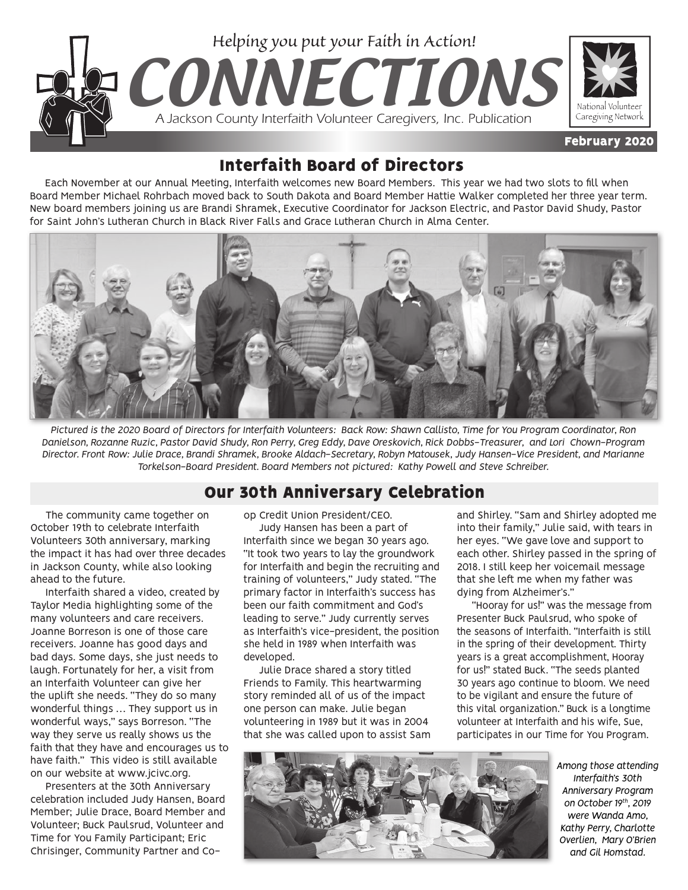*Helping you put your Faith in Action!*

# CONNECTIONS

A Jackson County Interfaith Volunteer Caregivers, Inc. Publication

National Volunteer Caregiving Network

**February 2020**

## Interfaith Board of Directors

Each November at our Annual Meeting, Interfaith welcomes new Board Members. This year we had two slots to fill when Board Member Michael Rohrbach moved back to South Dakota and Board Member Hattie Walker completed her three year term. New board members joining us are Brandi Shramek, Executive Coordinator for Jackson Electric, and Pastor David Shudy, Pastor for Saint John's Lutheran Church in Black River Falls and Grace Lutheran Church in Alma Center.

*Pictured is the 2020 Board of Directors for Interfaith Volunteers: Back Row: Shawn Callisto, Time for You Program Coordinator, Ron Danielson, Rozanne Ruzic, Pastor David Shudy, Ron Perry, Greg Eddy, Dave Oreskovich, Rick Dobbs–Treasurer, and Lori Chown–Program Director. Front Row: Julie Drace, Brandi Shramek, Brooke Aldach–Secretary, Robyn Matousek, Judy Hansen–Vice President, and Marianne Torkelson–Board President. Board Members not pictured: Kathy Powell and Steve Schreiber.*

## Our 30th Anniversary Celebration

The community came together on October 19th to celebrate Interfaith Volunteers 30th anniversary, marking the impact it has had over three decades in Jackson County, while also looking ahead to the future.

Interfaith shared a video, created by Taylor Media highlighting some of the many volunteers and care receivers. Joanne Borreson is one of those care receivers. Joanne has good days and bad days. Some days, she just needs to laugh. Fortunately for her, a visit from an Interfaith Volunteer can give her the uplift she needs. "They do so many wonderful things … They support us in wonderful ways," says Borreson. "The way they serve us really shows us the faith that they have and encourages us to have faith." This video is still available on our website at www.jcivc.org.

Presenters at the 30th Anniversary celebration included Judy Hansen, Board Member; Julie Drace, Board Member and Volunteer; Buck Paulsrud, Volunteer and Time for You Family Participant; Eric Chrisinger, Community Partner and Co-op Credit Union President/CEO.

Judy Hansen has been a part of Interfaith since we began 30 years ago. "It took two years to lay the groundwork for Interfaith and begin the recruiting and training of volunteers," Judy stated. "The primary factor in Interfaith's success has been our faith commitment and God's leading to serve." Judy currently serves as Interfaith's vice-president, the position she held in 1989 when Interfaith was developed.

Julie Drace shared a story titled Friends to Family. This heartwarming story reminded all of us of the impact one person can make. Julie began volunteering in 1989 but it was in 2004 that she was called upon to assist Sam and Shirley. "Sam and Shirley adopted me into their family," Julie said, with tears in her eyes. "We gave love and support to each other. Shirley passed in the spring of 2018. I still keep her voicemail message that she left me when my father was dying from Alzheimer's."

"Hooray for us!" was the message from Presenter Buck Paulsrud, who spoke of the seasons of Interfaith. "Interfaith is still in the spring of their development. Thirty years is a great accomplishment, Hooray for us!" stated Buck. "The seeds planted 30 years ago continue to bloom. We need to be vigilant and ensure the future of this vital organization." Buck is a longtime volunteer at Interfaith and his wife, Sue, participates in our Time for You Program.

*Among those attending Interfaith's 30th Anniversary Program on October 19th, 2019 were Wanda Amo, Kathy Perry, Charlotte Overlien, Mary O'Brien and Gil Homstad.*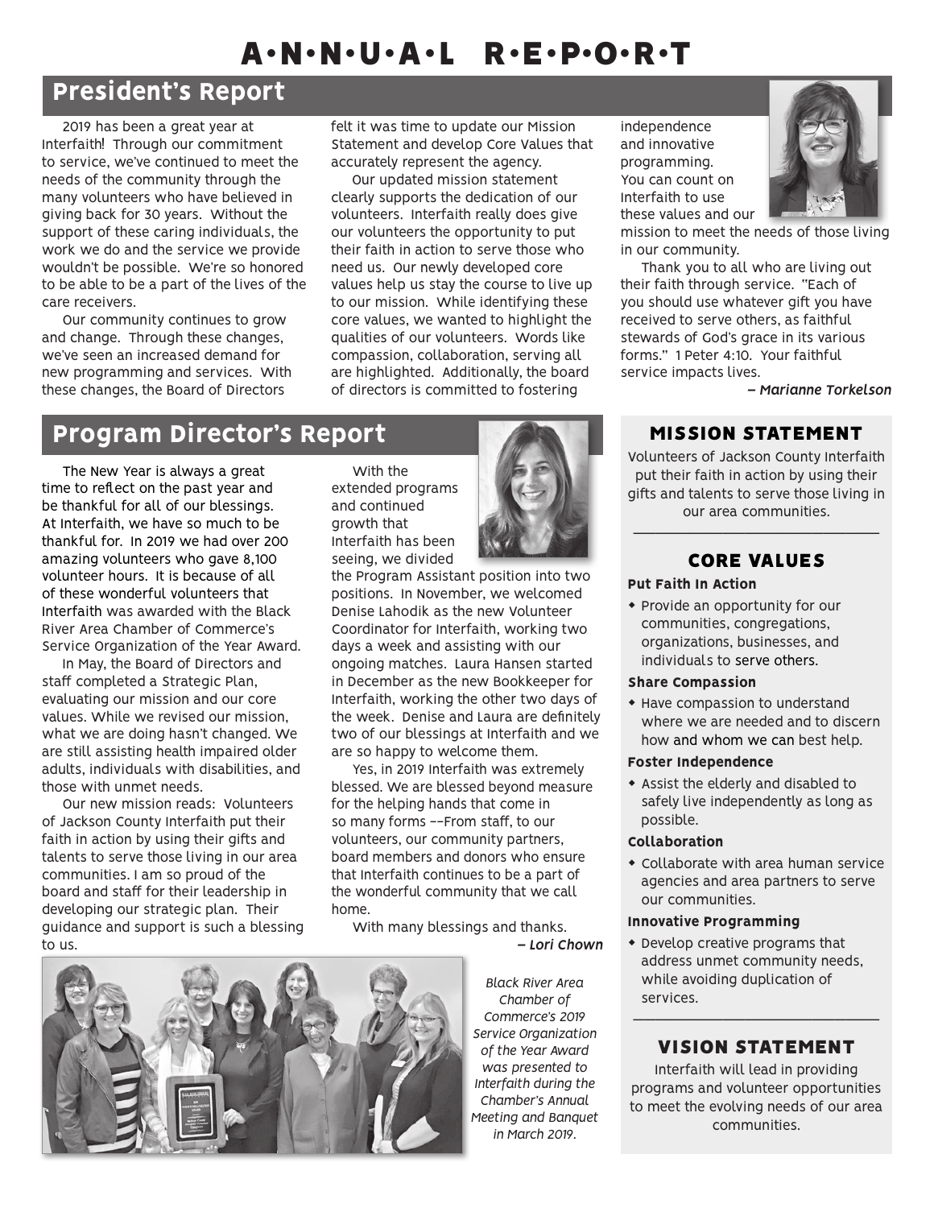# A·N·N·U·A·L R·E·P·O·R·T

## President's Report

2019 has been a great year at Interfaith! Through our commitment to service, we've continued to meet the needs of the community through the many volunteers who have believed in giving back for 30 years. Without the support of these caring individuals, the work we do and the service we provide wouldn't be possible. We're so honored to be able to be a part of the lives of the care receivers.

Our community continues to grow and change. Through these changes, we've seen an increased demand for new programming and services. With these changes, the Board of Directors felt it was time to update our Mission Statement and develop Core Values that accurately represent the agency.

Our updated mission statement clearly supports the dedication of our volunteers. Interfaith really does give our volunteers the opportunity to put their faith in action to serve those who need us. Our newly developed core values help us stay the course to live up to our mission. While identifying these core values, we wanted to highlight the qualities of our volunteers. Words like compassion, collaboration, serving all are highlighted. Additionally, the board of directors is committed to fostering independence and innovative programming. You can count on Interfaith to use these values and our mission to meet the needs of those living in our community.

Thank you to all who are living out their faith through service. "Each of you should use whatever gift you have received to serve others, as faithful stewards of God's grace in its various forms." 1 Peter 4:10. Your faithful service impacts lives.

*– Marianne Torkelson*

## Program Director's Report

The New Year is always a great time to reflect on the past year and be thankful for all of our blessings. At Interfaith, we have so much to be thankful for. In 2019 we had over 200 amazing volunteers who gave 8,100 volunteer hours. It is because of all of these wonderful volunteers that Interfaith was awarded with the Black River Area Chamber of Commerce's Service Organization of the Year Award.

In May, the Board of Directors and staff completed a Strategic Plan, evaluating our mission and our core values. While we revised our mission, what we are doing hasn't changed. We are still assisting health impaired older adults, individuals with disabilities, and those with unmet needs.

Our new mission reads: Volunteers of Jackson County Interfaith put their faith in action by using their gifts and talents to serve those living in our area communities. I am so proud of the board and staff for their leadership in developing our strategic plan. Their guidance and support is such a blessing to us.

With the extended programs and continued growth that Interfaith has been seeing, we divided the Program Assistant position into two positions. In November, we welcomed Denise Lahodik as the new Volunteer Coordinator for Interfaith, working two days a week and assisting with our ongoing matches. Laura Hansen started in December as the new Bookkeeper for Interfaith, working the other two days of the week. Denise and Laura are definitely two of our blessings at Interfaith and we are so happy to welcome them.

Yes, in 2019 Interfaith was extremely blessed. We are blessed beyond measure for the helping hands that come in so many forms ––From staff, to our volunteers, our community partners, board members and donors who ensure that Interfaith continues to be a part of the wonderful community that we call home.

With many blessings and thanks.

*– Lori Chown*

*Black River Area Chamber of Commerce's 2019 Service Organization of the Year Award was presented to Interfaith during the Chamber's Annual Meeting and Banquet in March 2019.*

### MISSION STATEMENT

Volunteers of Jackson County Interfaith put their faith in action by using their gifts and talents to serve those living in our area communities.

### CORE VALUES

**Put Faith In Action**

- Provide an opportunity for our communities, congregations, organizations, businesses, and individuals to serve others.

**Share Compassion**

- Have compassion to understand where we are needed and to discern how and whom we can best help.

**Foster Independence**

- Assist the elderly and disabled to safely live independently as long as possible.

**Collaboration**

- Collaborate with area human service agencies and area partners to serve our communities.

**Innovative Programming**

- Develop creative programs that address unmet community needs, while avoiding duplication of services.

### VISION STATEMENT

Interfaith will lead in providing programs and volunteer opportunities to meet the evolving needs of our area communities.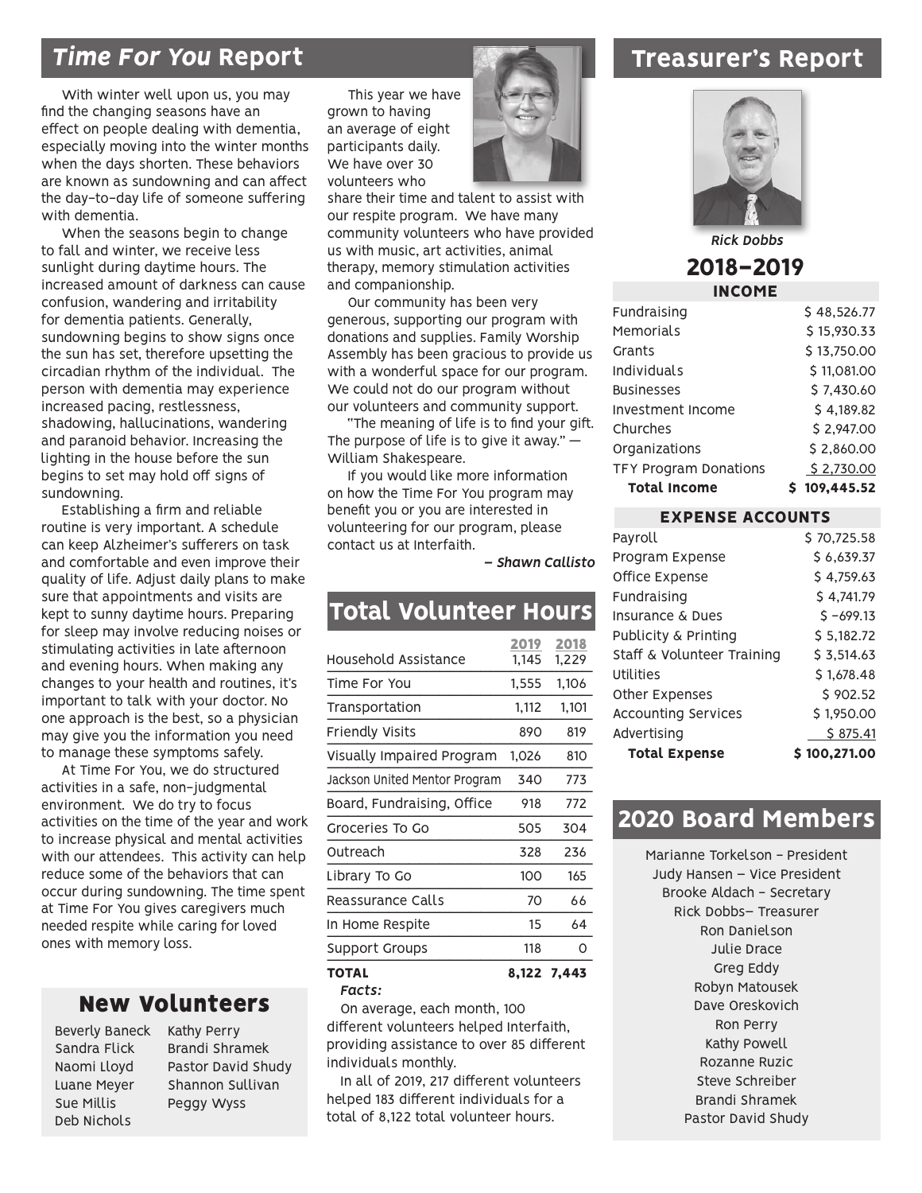## *Time For You* Report

With winter well upon us, you may find the changing seasons have an effect on people dealing with dementia, especially moving into the winter months when the days shorten. These behaviors are known as sundowning and can affect the day-to-day life of someone suffering with dementia.

When the seasons begin to change to fall and winter, we receive less sunlight during daytime hours. The increased amount of darkness can cause confusion, wandering and irritability for dementia patients. Generally, sundowning begins to show signs once the sun has set, therefore upsetting the circadian rhythm of the individual. The person with dementia may experience increased pacing, restlessness, shadowing, hallucinations, wandering and paranoid behavior. Increasing the lighting in the house before the sun begins to set may hold off signs of sundowning.

Establishing a firm and reliable routine is very important. A schedule can keep Alzheimer's sufferers on task and comfortable and even improve their quality of life. Adjust daily plans to make sure that appointments and visits are kept to sunny daytime hours. Preparing for sleep may involve reducing noises or stimulating activities in late afternoon and evening hours. When making any changes to your health and routines, it's important to talk with your doctor. No one approach is the best, so a physician may give you the information you need to manage these symptoms safely.

At Time For You, we do structured activities in a safe, non-judgmental environment. We do try to focus activities on the time of the year and work to increase physical and mental activities with our attendees. This activity can help reduce some of the behaviors that can occur during sundowning. The time spent at Time For You gives caregivers much needed respite while caring for loved ones with memory loss.

This year we have grown to having an average of eight participants daily. We have over 30 volunteers who share their time and talent to assist with our respite program. We have many community volunteers who have provided us with music, art activities, animal therapy, memory stimulation activities and companionship.

Our community has been very generous, supporting our program with donations and supplies. Family Worship Assembly has been gracious to provide us with a wonderful space for our program. We could not do our program without our volunteers and community support.

"The meaning of life is to find your gift. The purpose of life is to give it away." — William Shakespeare.

If you would like more information on how the Time For You program may benefit you or you are interested in volunteering for our program, please contact us at Interfaith.

*– Shawn Callisto*

## New Volunteers

Beverly Baneck
Sandra Flick
Naomi Lloyd
Luane Meyer
Sue Millis
Deb Nichols
Kathy Perry
Brandi Shramek
Pastor David Shudy
Shannon Sullivan
Peggy Wyss

## Total Volunteer Hours

| | 2019 | 2018 |
|---|---|---|
| Household Assistance | 1,145 | 1,229 |
| Time For You | 1,555 | 1,106 |
| Transportation | 1,112 | 1,101 |
| Friendly Visits | 890 | 819 |
| Visually Impaired Program | 1,026 | 810 |
| Jackson United Mentor Program | 340 | 773 |
| Board, Fundraising, Office | 918 | 772 |
| Groceries To Go | 505 | 304 |
| Outreach | 328 | 236 |
| Library To Go | 100 | 165 |
| Reassurance Calls | 70 | 66 |
| In Home Respite | 15 | 64 |
| Support Groups | 118 | 0 |
| **TOTAL** | **8,122** | **7,443** |

***Facts:***

On average, each month, 100 different volunteers helped Interfaith, providing assistance to over 85 different individuals monthly.

In all of 2019, 217 different volunteers helped 183 different individuals for a total of 8,122 total volunteer hours.

## Treasurer's Report

*Rick Dobbs*

### 2018–2019

| INCOME | |
|---|---|
| Fundraising | $ 48,526.77 |
| Memorials | $ 15,930.33 |
| Grants | $ 13,750.00 |
| Individuals | $ 11,081.00 |
| Businesses | $ 7,430.60 |
| Investment Income | $ 4,189.82 |
| Churches | $ 2,947.00 |
| Organizations | $ 2,860.00 |
| TFY Program Donations | $ 2,730.00 |
| **Total Income** | **$ 109,445.52** |

| EXPENSE ACCOUNTS | |
|---|---|
| Payroll | $ 70,725.58 |
| Program Expense | $ 6,639.37 |
| Office Expense | $ 4,759.63 |
| Fundraising | $ 4,741.79 |
| Insurance & Dues | $ -699.13 |
| Publicity & Printing | $ 5,182.72 |
| Staff & Volunteer Training | $ 3,514.63 |
| Utilities | $ 1,678.48 |
| Other Expenses | $ 902.52 |
| Accounting Services | $ 1,950.00 |
| Advertising | $ 875.41 |
| **Total Expense** | **$ 100,271.00** |

## 2020 Board Members

Marianne Torkelson – President
Judy Hansen – Vice President
Brooke Aldach – Secretary
Rick Dobbs– Treasurer
Ron Danielson
Julie Drace
Greg Eddy
Robyn Matousek
Dave Oreskovich
Ron Perry
Kathy Powell
Rozanne Ruzic
Steve Schreiber
Brandi Shramek
Pastor David Shudy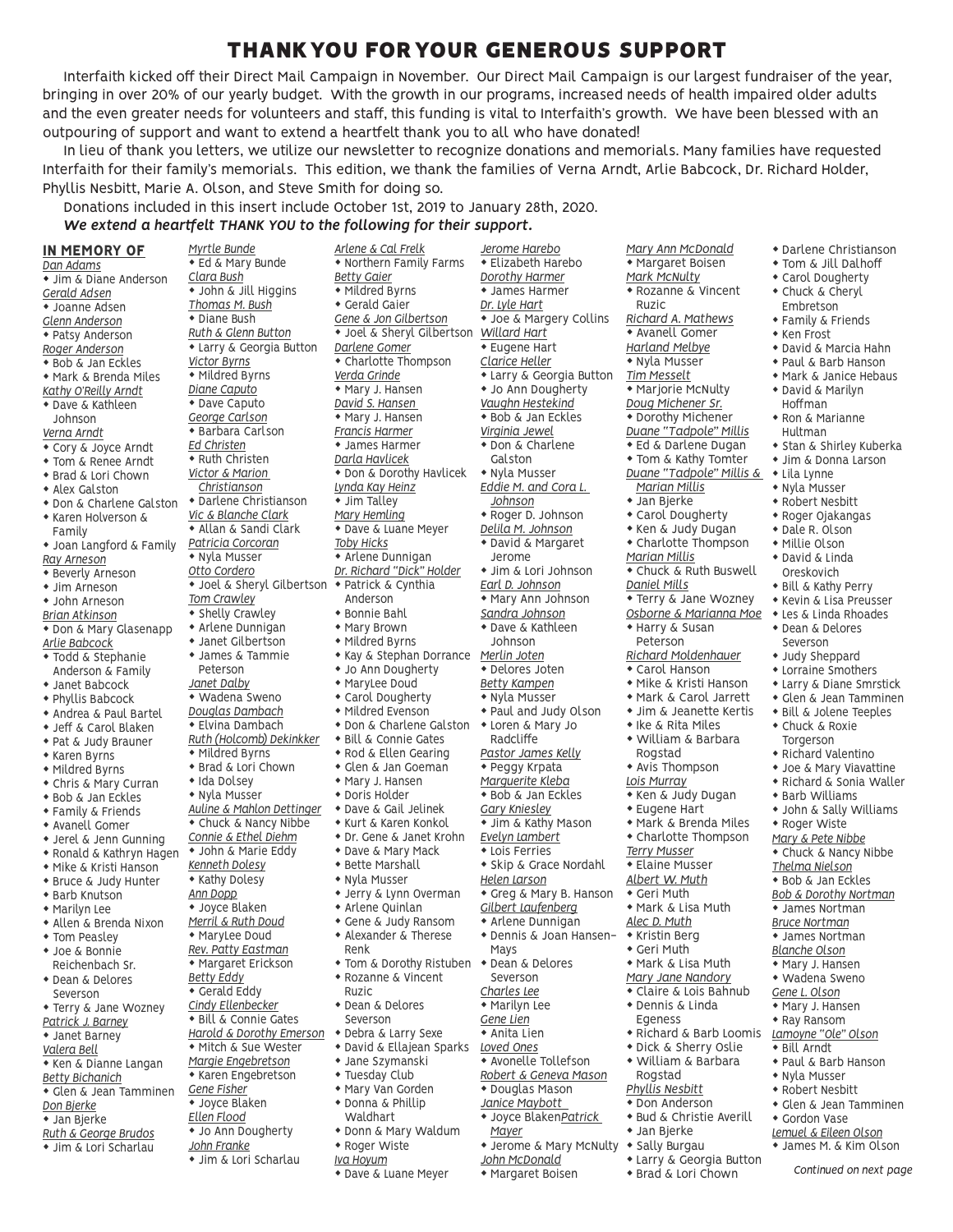# THANK YOU FOR YOUR GENEROUS SUPPORT

Interfaith kicked off their Direct Mail Campaign in November. Our Direct Mail Campaign is our largest fundraiser of the year, bringing in over 20% of our yearly budget. With the growth in our programs, increased needs of health impaired older adults and the even greater needs for volunteers and staff, this funding is vital to Interfaith's growth. We have been blessed with an outpouring of support and want to extend a heartfelt thank you to all who have donated!

In lieu of thank you letters, we utilize our newsletter to recognize donations and memorials. Many families have requested Interfaith for their family's memorials. This edition, we thank the families of Verna Arndt, Arlie Babcock, Dr. Richard Holder, Phyllis Nesbitt, Marie A. Olson, and Steve Smith for doing so.

Donations included in this insert include October 1st, 2019 to January 28th, 2020.

***We extend a heartfelt THANK YOU to the following for their support.***

## IN MEMORY OF

*Dan Adams*
- Jim & Diane Anderson

*Gerald Adsen*
- Joanne Adsen

*Glenn Anderson*
- Patsy Anderson

*Roger Anderson*
- Bob & Jan Eckles
- Mark & Brenda Miles

*Kathy O'Reilly Arndt*
- Dave & Kathleen Johnson

*Verna Arndt*
- Cory & Joyce Arndt
- Tom & Renee Arndt
- Brad & Lori Chown
- Alex Galston
- Don & Charlene Galston
- Karen Holverson & Family
- Joan Langford & Family

*Ray Arneson*
- Beverly Arneson
- Jim Arneson
- John Arneson

*Brian Atkinson*
- Don & Mary Glasenapp

*Arlie Babcock*
- Todd & Stephanie Anderson & Family
- Janet Babcock
- Phyllis Babcock
- Andrea & Paul Bartel
- Jeff & Carol Blaken
- Pat & Judy Brauner
- Karen Byrns
- Mildred Byrns
- Chris & Mary Curran
- Bob & Jan Eckles
- Family & Friends
- Avanell Gomer
- Jerel & Jenn Gunning
- Ronald & Kathryn Hagen
- Mike & Kristi Hanson
- Bruce & Judy Hunter
- Barb Knutson
- Marilyn Lee
- Allen & Brenda Nixon
- Tom Peasley
- Joe & Bonnie Reichenbach Sr.
- Dean & Delores Severson
- Terry & Jane Wozney

*Patrick J. Barney*
- Janet Barney

*Valera Bell*
- Ken & Dianne Langan

*Betty Bichanich*
- Glen & Jean Tamminen

*Don Bjerke*
- Jan Bjerke

*Ruth & George Brudos*
- Jim & Lori Scharlau

*Myrtle Bunde*
- Ed & Mary Bunde

*Clara Bush*
- John & Jill Higgins

*Thomas M. Bush*
- Diane Bush

*Ruth & Glenn Button*
- Larry & Georgia Button

*Victor Byrns*
- Mildred Byrns

*Diane Caputo*
- Dave Caputo

*George Carlson*
- Barbara Carlson

*Ed Christen*
- Ruth Christen

*Victor & Marion Christianson*
- Darlene Christianson

*Vic & Blanche Clark*
- Allan & Sandi Clark

*Patricia Corcoran*
- Nyla Musser

*Otto Cordero*
- Joel & Sheryl Gilbertson

*Tom Crawley*
- Shelly Crawley
- Arlene Dunnigan
- Janet Gilbertson
- James & Tammie Peterson

*Janet Dalby*
- Wadena Sweno

*Douglas Dambach*
- Elvina Dambach

*Ruth (Holcomb) Dekinkker*
- Mildred Byrns
- Brad & Lori Chown
- Ida Dolsey
- Nyla Musser

*Auline & Mahlon Dettinger*
- Chuck & Nancy Nibbe

*Connie & Ethel Diehm*
- John & Marie Eddy

*Kenneth Dolesy*
- Kathy Dolesy

*Ann Dopp*
- Joyce Blaken

*Merril & Ruth Doud*
- MaryLee Doud

*Rev. Patty Eastman*
- Margaret Erickson

*Betty Eddy*
- Gerald Eddy

*Cindy Ellenbecker*
- Bill & Connie Gates

*Harold & Dorothy Emerson*
- Mitch & Sue Wester

*Margie Engebretson*
- Karen Engebretson

*Gene Fisher*
- Joyce Blaken

*Ellen Flood*
- Jo Ann Dougherty

*John Franke*
- Jim & Lori Scharlau

*Arlene & Cal Frelk*
- Northern Family Farms

*Betty Gaier*
- Mildred Byrns
- Gerald Gaier

*Gene & Jon Gilbertson*
- Joel & Sheryl Gilbertson

*Darlene Gomer*
- Charlotte Thompson

*Verda Grinde*
- Mary J. Hansen

*David S. Hansen*
- Mary J. Hansen

*Francis Harmer*
- James Harmer

*Darla Havlicek*
- Don & Dorothy Havlicek

*Lynda Kay Heinz*
- Jim Talley

*Mary Hemling*
- Dave & Luane Meyer

*Toby Hicks*
- Arlene Dunnigan

*Dr. Richard "Dick" Holder*
- Patrick & Cynthia Anderson
- Bonnie Bahl
- Mary Brown
- Mildred Byrns
- Kay & Stephan Dorrance
- Jo Ann Dougherty
- MaryLee Doud
- Carol Dougherty
- Mildred Evenson
- Don & Charlene Galston
- Bill & Connie Gates
- Rod & Ellen Gearing
- Glen & Jan Goeman
- Mary J. Hansen
- Doris Holder
- Dave & Gail Jelinek
- Kurt & Karen Konkol
- Dr. Gene & Janet Krohn
- Dave & Mary Mack
- Bette Marshall
- Nyla Musser
- Jerry & Lynn Overman
- Arlene Quinlan
- Gene & Judy Ransom
- Alexander & Therese Renk
- Tom & Dorothy Ristuben
- Rozanne & Vincent Ruzic
- Dean & Delores Severson
- Debra & Larry Sexe
- David & Ellajean Sparks
- Jane Szymanski
- Tuesday Club
- Mary Van Gorden
- Donna & Phillip Waldhart
- Donn & Mary Waldum
- Roger Wiste

*Iva Hoyum*
- Dave & Luane Meyer

*Jerome Harebo*
- Elizabeth Harebo

*Dorothy Harmer*
- James Harmer

*Dr. Lyle Hart*
- Joe & Margery Collins

*Willard Hart*
- Eugene Hart

*Clarice Heller*
- Larry & Georgia Button
- Jo Ann Dougherty

*Vaughn Hestekind*
- Bob & Jan Eckles

*Virginia Jewel*
- Don & Charlene Galston
- Nyla Musser

*Eddie M. and Cora L. Johnson*
- Roger D. Johnson

*Delila M. Johnson*
- David & Margaret Jerome
- Jim & Lori Johnson

*Earl D. Johnson*
- Mary Ann Johnson

*Sandra Johnson*
- Dave & Kathleen Johnson

*Merlin Joten*
- Delores Joten

*Betty Kampen*
- Nyla Musser
- Paul and Judy Olson
- Loren & Mary Jo Radcliffe

*Pastor James Kelly*
- Peggy Krpata

*Marguerite Kleba*
- Bob & Jan Eckles

*Gary Kniesley*
- Jim & Kathy Mason

*Evelyn Lambert*
- Lois Ferries
- Skip & Grace Nordahl

*Helen Larson*
- Greg & Mary B. Hanson

*Gilbert Laufenberg*
- Arlene Dunnigan
- Dennis & Joan Hansen-Mays
- Dean & Delores Severson

*Charles Lee*
- Marilyn Lee

*Gene Lien*
- Anita Lien

*Loved Ones*
- Avonelle Tollefson

*Robert & Geneva Mason*
- Douglas Mason

*Janice Maybott*
- Joyce Blaken

*Patrick Mayer*
- Jerome & Mary McNulty

*John McDonald*
- Margaret Boisen

*Mary Ann McDonald*
- Margaret Boisen

*Mark McNulty*
- Rozanne & Vincent Ruzic

*Richard A. Mathews*
- Avanell Gomer

*Harland Melbye*
- Nyla Musser

*Tim Messelt*
- Marjorie McNulty

*Doug Michener Sr.*
- Dorothy Michener

*Duane "Tadpole" Millis*
- Ed & Darlene Dugan
- Tom & Kathy Tomter

*Duane "Tadpole" Millis & Marian Millis*
- Jan Bjerke
- Carol Dougherty
- Ken & Judy Dugan
- Charlotte Thompson

*Marian Millis*
- Chuck & Ruth Buswell

*Daniel Mills*
- Terry & Jane Wozney

*Osborne & Marianna Moe*
- Harry & Susan Peterson

*Richard Moldenhauer*
- Carol Hanson
- Mike & Kristi Hanson
- Mark & Carol Jarrett
- Jim & Jeanette Kertis
- Ike & Rita Miles
- William & Barbara Rogstad
- Avis Thompson

*Lois Murray*
- Ken & Judy Dugan
- Eugene Hart
- Mark & Brenda Miles
- Charlotte Thompson

*Terry Musser*
- Elaine Musser

*Albert W. Muth*
- Geri Muth
- Mark & Lisa Muth

*Alec D. Muth*
- Kristin Berg
- Geri Muth
- Mark & Lisa Muth

*Mary Jane Nandory*
- Claire & Lois Bahnub
- Dennis & Linda Egeness
- Richard & Barb Loomis
- Dick & Sherry Oslie
- William & Barbara Rogstad

*Phyllis Nesbitt*
- Don Anderson
- Bud & Christie Averill
- Jan Bjerke
- Sally Burgau
- Larry & Georgia Button
- Brad & Lori Chown
- Darlene Christianson
- Tom & Jill Dalhoff
- Carol Dougherty
- Chuck & Cheryl Embretson
- Family & Friends
- Ken Frost
- David & Marcia Hahn
- Paul & Barb Hanson
- Mark & Janice Hebaus
- David & Marilyn Hoffman
- Ron & Marianne Hultman
- Stan & Shirley Kuberka
- Jim & Donna Larson
- Lila Lynne
- Nyla Musser
- Robert Nesbitt
- Roger Ojakangas
- Dale R. Olson
- Millie Olson
- David & Linda Oreskovich
- Bill & Kathy Perry
- Kevin & Lisa Preusser
- Les & Linda Rhoades
- Dean & Delores Severson
- Judy Sheppard
- Lorraine Smothers
- Larry & Diane Smrstick
- Glen & Jean Tamminen
- Bill & Jolene Teeples
- Chuck & Roxie Torgerson
- Richard Valentino
- Joe & Mary Viavattine
- Richard & Sonia Waller
- Barb Williams
- John & Sally Williams
- Roger Wiste

*Mary & Pete Nibbe*
- Chuck & Nancy Nibbe

*Thelma Nielson*
- Bob & Jan Eckles

*Bob & Dorothy Nortman*
- James Nortman

*Bruce Nortman*
- James Nortman

*Blanche Olson*
- Mary J. Hansen
- Wadena Sweno

*Gene L. Olson*
- Mary J. Hansen
- Ray Ransom

*Lamoyne "Ole" Olson*
- Bill Arndt
- Paul & Barb Hanson
- Nyla Musser
- Robert Nesbitt
- Glen & Jean Tamminen
- Gordon Vase

*Lemuel & Eileen Olson*
- James M. & Kim Olson

*Continued on next page*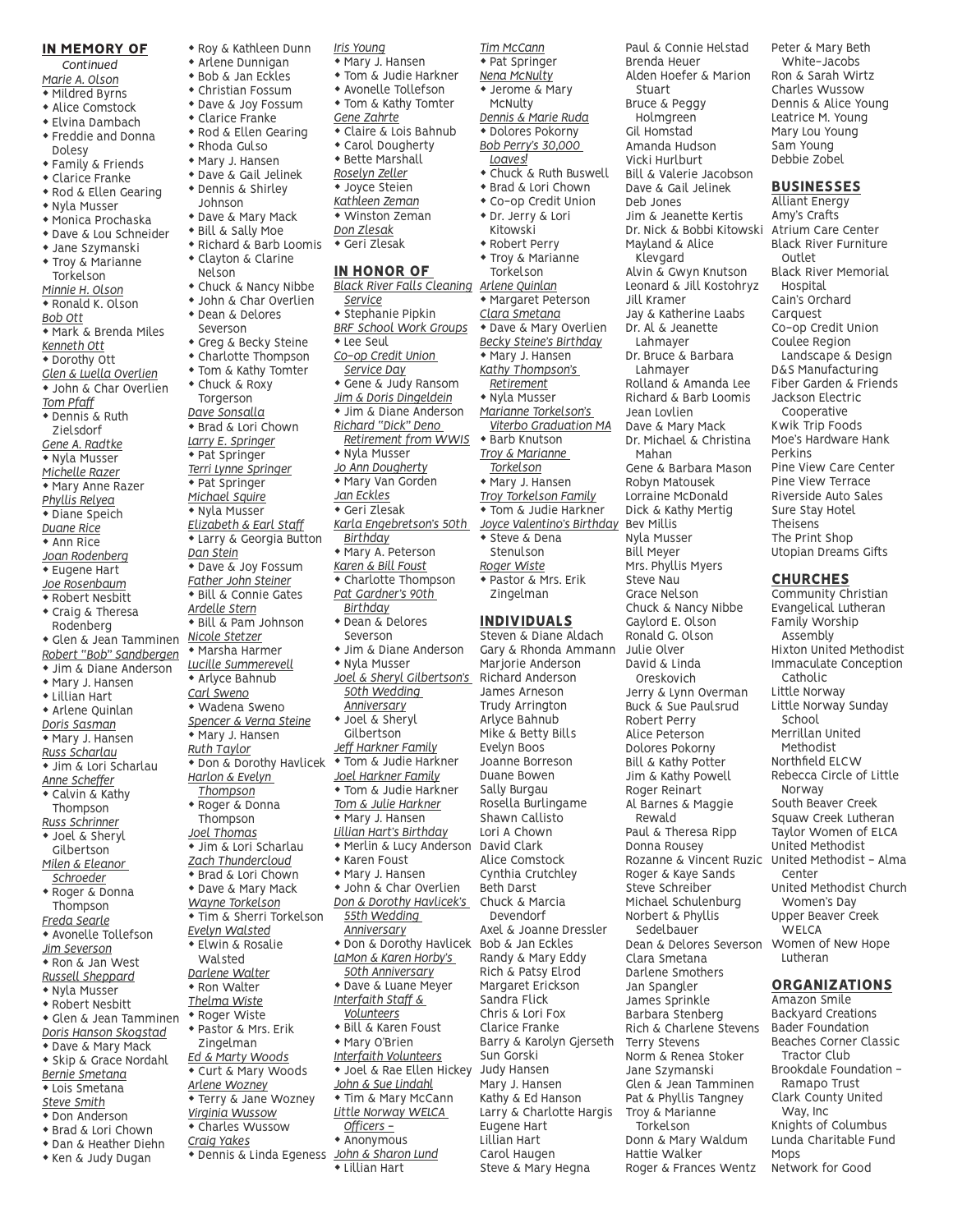## IN MEMORY OF

*Continued*

*Marie A. Olson*
- Mildred Byrns
- Alice Comstock
- Elvina Dambach
- Freddie and Donna Dolesy
- Family & Friends
- Clarice Franke
- Rod & Ellen Gearing
- Nyla Musser
- Monica Prochaska
- Dave & Lou Schneider
- Jane Szymanski
- Troy & Marianne Torkelson

*Minnie H. Olson*
- Ronald K. Olson

*Bob Ott*
- Mark & Brenda Miles

*Kenneth Ott*
- Dorothy Ott

*Glen & Luella Overlien*
- John & Char Overlien

*Tom Pfaff*
- Dennis & Ruth Zielsdorf

*Gene A. Radtke*
- Nyla Musser

*Michelle Razer*
- Mary Anne Razer

*Phyllis Relyea*
- Diane Speich

*Duane Rice*
- Ann Rice

*Joan Rodenberg*
- Eugene Hart

*Joe Rosenbaum*
- Robert Nesbitt
- Craig & Theresa Rodenberg
- Glen & Jean Tamminen

*Robert "Bob" Sandbergen*
- Jim & Diane Anderson
- Mary J. Hansen
- Lillian Hart
- Arlene Quinlan

*Doris Sasman*
- Mary J. Hansen

*Russ Scharlau*
- Jim & Lori Scharlau

*Anne Scheffer*
- Calvin & Kathy Thompson

*Russ Schrinner*
- Joel & Sheryl Gilbertson

*Milen & Eleanor Schroeder*
- Roger & Donna Thompson

*Freda Searle*
- Avonelle Tollefson

*Jim Severson*
- Ron & Jan West

*Russell Sheppard*
- Nyla Musser
- Robert Nesbitt
- Glen & Jean Tamminen

*Doris Hanson Skogstad*
- Dave & Mary Mack
- Skip & Grace Nordahl

*Bernie Smetana*
- Lois Smetana

*Steve Smith*
- Don Anderson
- Brad & Lori Chown
- Dan & Heather Diehn
- Ken & Judy Dugan
- Roy & Kathleen Dunn
- Arlene Dunnigan
- Bob & Jan Eckles
- Christian Fossum
- Dave & Joy Fossum
- Clarice Franke
- Rod & Ellen Gearing
- Rhoda Gulso
- Mary J. Hansen
- Dave & Gail Jelinek
- Dennis & Shirley Johnson
- Dave & Mary Mack
- Bill & Sally Moe
- Richard & Barb Loomis
- Clayton & Clarine Nelson
- Chuck & Nancy Nibbe
- John & Char Overlien
- Dean & Delores Severson
- Greg & Becky Steine
- Charlotte Thompson
- Tom & Kathy Tomter
- Chuck & Roxy Torgerson

*Dave Sonsalla*
- Brad & Lori Chown

*Larry E. Springer*
- Pat Springer

*Terri Lynne Springer*
- Pat Springer

*Michael Squire*
- Nyla Musser

*Elizabeth & Earl Staff*
- Larry & Georgia Button

*Dan Stein*
- Dave & Joy Fossum

*Father John Steiner*
- Bill & Connie Gates

*Ardelle Stern*
- Bill & Pam Johnson

*Nicole Stetzer*
- Marsha Harmer

*Lucille Summerevell*
- Arlyce Bahnub

*Carl Sweno*
- Wadena Sweno

*Spencer & Verna Steine*
- Mary J. Hansen

*Ruth Taylor*
- Don & Dorothy Havlicek

*Harlon & Evelyn Thompson*
- Roger & Donna Thompson

*Joel Thomas*
- Jim & Lori Scharlau

*Zach Thundercloud*
- Brad & Lori Chown
- Dave & Mary Mack

*Wayne Torkelson*
- Tim & Sherri Torkelson

*Evelyn Walsted*
- Elwin & Rosalie Walsted

*Darlene Walter*
- Ron Walter

*Thelma Wiste*
- Roger Wiste
- Pastor & Mrs. Erik Zingelman

*Ed & Marty Woods*
- Curt & Mary Woods

*Arlene Wozney*
- Terry & Jane Wozney

*Virginia Wussow*
- Charles Wussow

*Craig Yakes*
- Dennis & Linda Egeness

*Iris Young*
- Mary J. Hansen
- Tom & Judie Harkner
- Avonelle Tollefson
- Tom & Kathy Tomter

*Gene Zahrte*
- Claire & Lois Bahnub
- Carol Dougherty
- Bette Marshall

*Roselyn Zeller*
- Joyce Steien

*Kathleen Zeman*
- Winston Zeman

*Don Zlesak*
- Geri Zlesak

## IN HONOR OF

*Black River Falls Cleaning Service*
- Stephanie Pipkin

*BRF School Work Groups*
- Lee Seul

*Co-op Credit Union Service Day*
- Gene & Judy Ransom

*Jim & Doris Dingeldein*
- Jim & Diane Anderson

*Richard "Dick" Deno Retirement from WWIS*
- Nyla Musser

*Jo Ann Dougherty*
- Mary Van Gorden

*Jan Eckles*
- Geri Zlesak

*Karla Engebretson's 50th Birthday*
- Mary A. Peterson

*Karen & Bill Foust*
- Charlotte Thompson

*Pat Gardner's 90th Birthday*
- Dean & Delores Severson
- Jim & Diane Anderson
- Nyla Musser

*Joel & Sheryl Gilbertson's 50th Wedding Anniversary*
- Joel & Sheryl Gilbertson

*Jeff Harkner Family*
- Tom & Judie Harkner

*Joel Harkner Family*
- Tom & Judie Harkner

*Tom & Julie Harkner*
- Mary J. Hansen

*Lillian Hart's Birthday*
- Merlin & Lucy Anderson
- Karen Foust
- Mary J. Hansen
- John & Char Overlien

*Don & Dorothy Havlicek's 55th Wedding Anniversary*
- Don & Dorothy Havlicek

*LaMon & Karen Horby's 50th Anniversary*
- Dave & Luane Meyer

*Interfaith Staff & Volunteers*
- Bill & Karen Foust
- Mary O'Brien

*Interfaith Volunteers*
- Joel & Rae Ellen Hickey

*John & Sue Lindahl*
- Tim & Mary McCann

*Little Norway WELCA Officers –*
- Anonymous

*John & Sharon Lund*
- Lillian Hart

*Tim McCann*
- Pat Springer

*Nena McNulty*
- Jerome & Mary McNulty

*Dennis & Marie Ruda*
- Dolores Pokorny

*Bob Perry's 30,000 Loaves!*
- Chuck & Ruth Buswell
- Brad & Lori Chown
- Co-op Credit Union
- Dr. Jerry & Lori Kitowski
- Robert Perry
- Troy & Marianne Torkelson

*Arlene Quinlan*
- Margaret Peterson

*Clara Smetana*
- Dave & Mary Overlien

*Becky Steine's Birthday*
- Mary J. Hansen

*Kathy Thompson's Retirement*
- Nyla Musser

*Marianne Torkelson's Viterbo Graduation MA*
- Barb Knutson

*Troy & Marianne Torkelson*
- Mary J. Hansen

*Troy Torkelson Family*
- Tom & Judie Harkner

*Joyce Valentino's Birthday*
- Steve & Dena Stenulson

*Roger Wiste*
- Pastor & Mrs. Erik Zingelman

## INDIVIDUALS

Steven & Diane Aldach
Gary & Rhonda Ammann
Marjorie Anderson
Richard Anderson
James Arneson
Trudy Arrington
Arlyce Bahnub
Mike & Betty Bills
Evelyn Boos
Joanne Borreson
Duane Bowen
Sally Burgau
Rosella Burlingame
Shawn Callisto
Lori A Chown
David Clark
Alice Comstock
Cynthia Crutchley
Beth Darst
Chuck & Marcia Devendorf
Axel & Joanne Dressler
Bob & Jan Eckles
Randy & Mary Eddy
Rich & Patsy Elrod
Margaret Erickson
Sandra Flick
Chris & Lori Fox
Clarice Franke
Barry & Karolyn Gjerseth
Sun Gorski
Judy Hansen
Mary J. Hansen
Kathy & Ed Hanson
Larry & Charlotte Hargis
Eugene Hart
Lillian Hart
Carol Haugen
Steve & Mary Hegna
Paul & Connie Helstad
Brenda Heuer
Alden Hoefer & Marion Stuart
Bruce & Peggy Holmgreen
Gil Homstad
Amanda Hudson
Vicki Hurlburt
Bill & Valerie Jacobson
Dave & Gail Jelinek
Deb Jones
Jim & Jeanette Kertis
Dr. Nick & Bobbi Kitowski
Mayland & Alice Klevgard
Alvin & Gwyn Knutson
Leonard & Jill Kostohryz
Jill Kramer
Jay & Katherine Laabs
Dr. Al & Jeanette Lahmayer
Dr. Bruce & Barbara Lahmayer
Rolland & Amanda Lee
Richard & Barb Loomis
Jean Lovlien
Dave & Mary Mack
Dr. Michael & Christina Mahan
Gene & Barbara Mason
Robyn Matousek
Lorraine McDonald
Dick & Kathy Mertig
Bev Millis
Nyla Musser
Bill Meyer
Mrs. Phyllis Myers
Steve Nau
Grace Nelson
Chuck & Nancy Nibbe
Gaylord E. Olson
Ronald G. Olson
Julie Olver
David & Linda Oreskovich
Jerry & Lynn Overman
Buck & Sue Paulsrud
Robert Perry
Alice Peterson
Dolores Pokorny
Bill & Kathy Potter
Jim & Kathy Powell
Roger Reinart
Al Barnes & Maggie Rewald
Paul & Theresa Ripp
Donna Rousey
Rozanne & Vincent Ruzic
Roger & Kaye Sands
Steve Schreiber
Michael Schulenburg
Norbert & Phyllis Sedelbauer
Dean & Delores Severson
Clara Smetana
Darlene Smothers
Jan Spangler
James Sprinkle
Barbara Stenberg
Rich & Charlene Stevens
Terry Stevens
Norm & Renea Stoker
Jane Szymanski
Glen & Jean Tamminen
Pat & Phyllis Tangney
Troy & Marianne Torkelson
Donn & Mary Waldum
Hattie Walker
Roger & Frances Wentz
Peter & Mary Beth White–Jacobs
Ron & Sarah Wirtz
Charles Wussow
Dennis & Alice Young
Leatrice M. Young
Mary Lou Young
Sam Young
Debbie Zobel

## BUSINESSES

Alliant Energy
Amy's Crafts
Atrium Care Center
Black River Furniture Outlet
Black River Memorial Hospital
Cain's Orchard
Carquest
Co-op Credit Union
Coulee Region Landscape & Design
D&S Manufacturing
Fiber Garden & Friends
Jackson Electric Cooperative
Kwik Trip Foods
Moe's Hardware Hank
Perkins
Pine View Care Center
Pine View Terrace
Riverside Auto Sales
Sure Stay Hotel
Theisens
The Print Shop
Utopian Dreams Gifts

## CHURCHES

Community Christian
Evangelical Lutheran
Family Worship Assembly
Hixton United Methodist
Immaculate Conception Catholic
Little Norway
Little Norway Sunday School
Merrillan United Methodist
Northfield ELCW
Rebecca Circle of Little Norway
South Beaver Creek
Squaw Creek Lutheran
Taylor Women of ELCA
United Methodist
United Methodist – Alma Center
United Methodist Church Women's Day
Upper Beaver Creek WELCA
Women of New Hope Lutheran

## ORGANIZATIONS

Amazon Smile
Backyard Creations
Bader Foundation
Beaches Corner Classic Tractor Club
Brookdale Foundation – Ramapo Trust
Clark County United Way, Inc
Knights of Columbus
Lunda Charitable Fund
Mops
Network for Good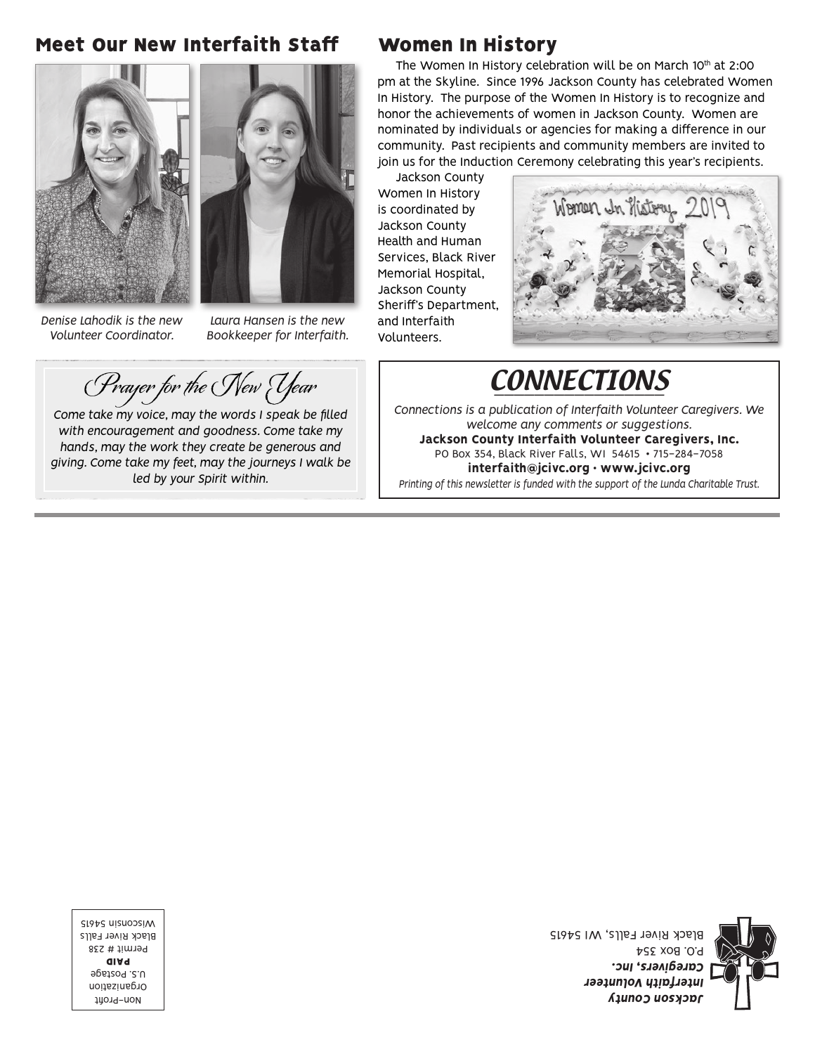## Meet Our New Interfaith Staff

*Denise Lahodik is the new Volunteer Coordinator.*

*Laura Hansen is the new Bookkeeper for Interfaith.*

## Women In History

The Women In History celebration will be on March 10th at 2:00 pm at the Skyline. Since 1996 Jackson County has celebrated Women In History. The purpose of the Women In History is to recognize and honor the achievements of women in Jackson County. Women are nominated by individuals or agencies for making a difference in our community. Past recipients and community members are invited to join us for the Induction Ceremony celebrating this year's recipients.

Jackson County Women In History is coordinated by Jackson County Health and Human Services, Black River Memorial Hospital, Jackson County Sheriff's Department, and Interfaith Volunteers.

### Prayer for the New Year

*Come take my voice, may the words I speak be filled with encouragement and goodness. Come take my hands, may the work they create be generous and giving. Come take my feet, may the journeys I walk be led by your Spirit within.*

## CONNECTIONS

*Connections is a publication of Interfaith Volunteer Caregivers. We welcome any comments or suggestions.*

**Jackson County Interfaith Volunteer Caregivers, Inc.**
PO Box 354, Black River Falls, WI 54615 • 715-284-7058
**interfaith@jcivc.org • www.jcivc.org**

*Printing of this newsletter is funded with the support of the Lunda Charitable Trust.*

***Jackson County Interfaith Volunteer Caregivers, Inc.***
P.O. Box 354
Black River Falls, WI 54615

Non-Profit
Organization
U.S. Postage
**PAID**
Permit # 238
Black River Falls
Wisconsin 54615